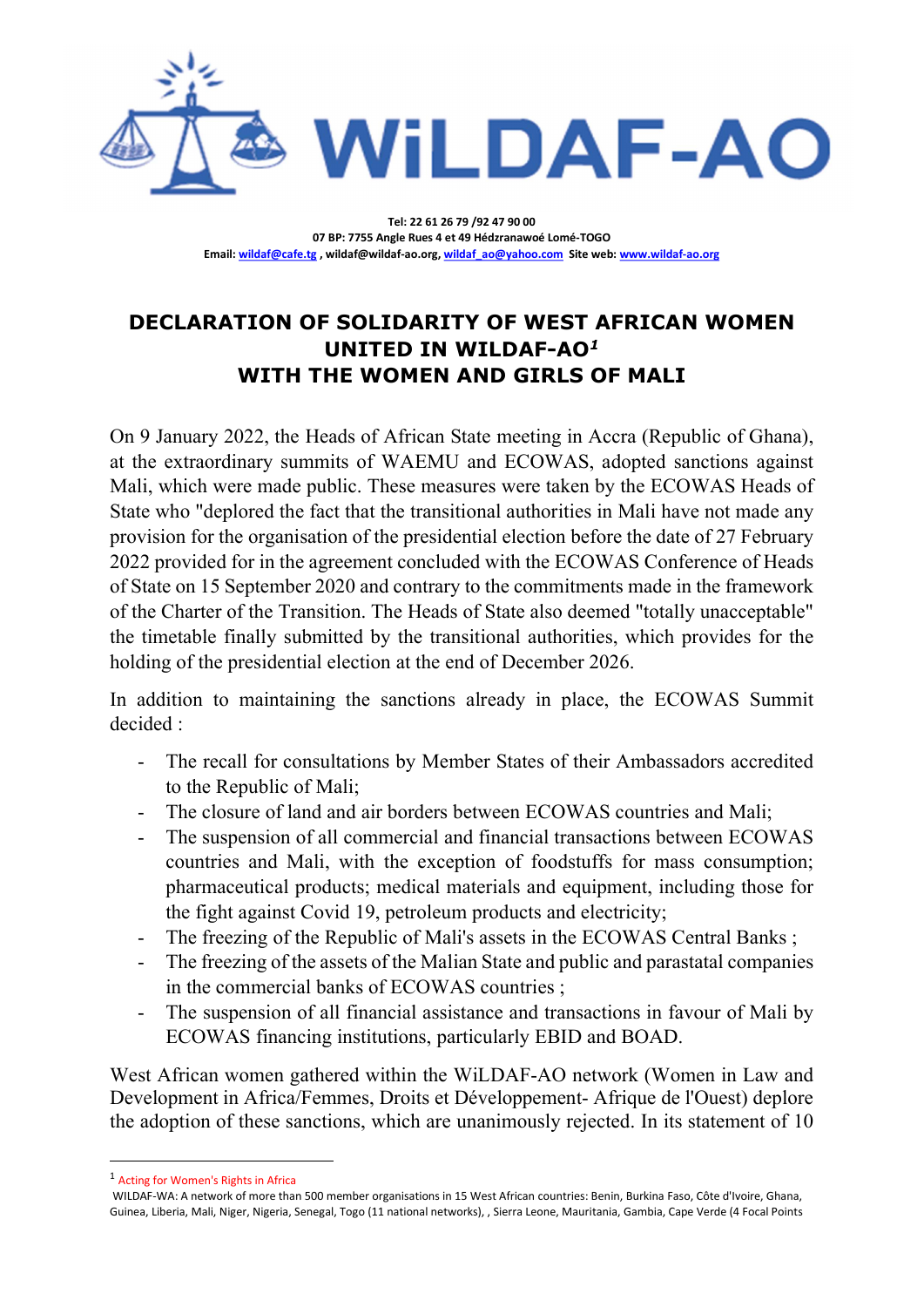WiLDAF-AO

Tel: 22 61 26 79 /92 47 90 00
07 BP: 7755 Angle Rues 4 et 49 Hédzranawoé Lomé-TOGO
Email: wildaf@cafe.tg , wildaf@wildaf-ao.org, wildaf_ao@yahoo.com Site web: www.wildaf-ao.org

# DECLARATION OF SOLIDARITY OF WEST AFRICAN WOMEN UNITED IN WILDAF-AO[1] WITH THE WOMEN AND GIRLS OF MALI

On 9 January 2022, the Heads of African State meeting in Accra (Republic of Ghana), at the extraordinary summits of WAEMU and ECOWAS, adopted sanctions against Mali, which were made public. These measures were taken by the ECOWAS Heads of State who "deplored the fact that the transitional authorities in Mali have not made any provision for the organisation of the presidential election before the date of 27 February 2022 provided for in the agreement concluded with the ECOWAS Conference of Heads of State on 15 September 2020 and contrary to the commitments made in the framework of the Charter of the Transition. The Heads of State also deemed "totally unacceptable" the timetable finally submitted by the transitional authorities, which provides for the holding of the presidential election at the end of December 2026.

In addition to maintaining the sanctions already in place, the ECOWAS Summit decided :

- The recall for consultations by Member States of their Ambassadors accredited to the Republic of Mali;
- The closure of land and air borders between ECOWAS countries and Mali;
- The suspension of all commercial and financial transactions between ECOWAS countries and Mali, with the exception of foodstuffs for mass consumption; pharmaceutical products; medical materials and equipment, including those for the fight against Covid 19, petroleum products and electricity;
- The freezing of the Republic of Mali's assets in the ECOWAS Central Banks ;
- The freezing of the assets of the Malian State and public and parastatal companies in the commercial banks of ECOWAS countries ;
- The suspension of all financial assistance and transactions in favour of Mali by ECOWAS financing institutions, particularly EBID and BOAD.

West African women gathered within the WiLDAF-AO network (Women in Law and Development in Africa/Femmes, Droits et Développement- Afrique de l'Ouest) deplore the adoption of these sanctions, which are unanimously rejected. In its statement of 10

---

[1] Acting for Women's Rights in Africa
WILDAF-WA: A network of more than 500 member organisations in 15 West African countries: Benin, Burkina Faso, Côte d'Ivoire, Ghana, Guinea, Liberia, Mali, Niger, Nigeria, Senegal, Togo (11 national networks), , Sierra Leone, Mauritania, Gambia, Cape Verde (4 Focal Points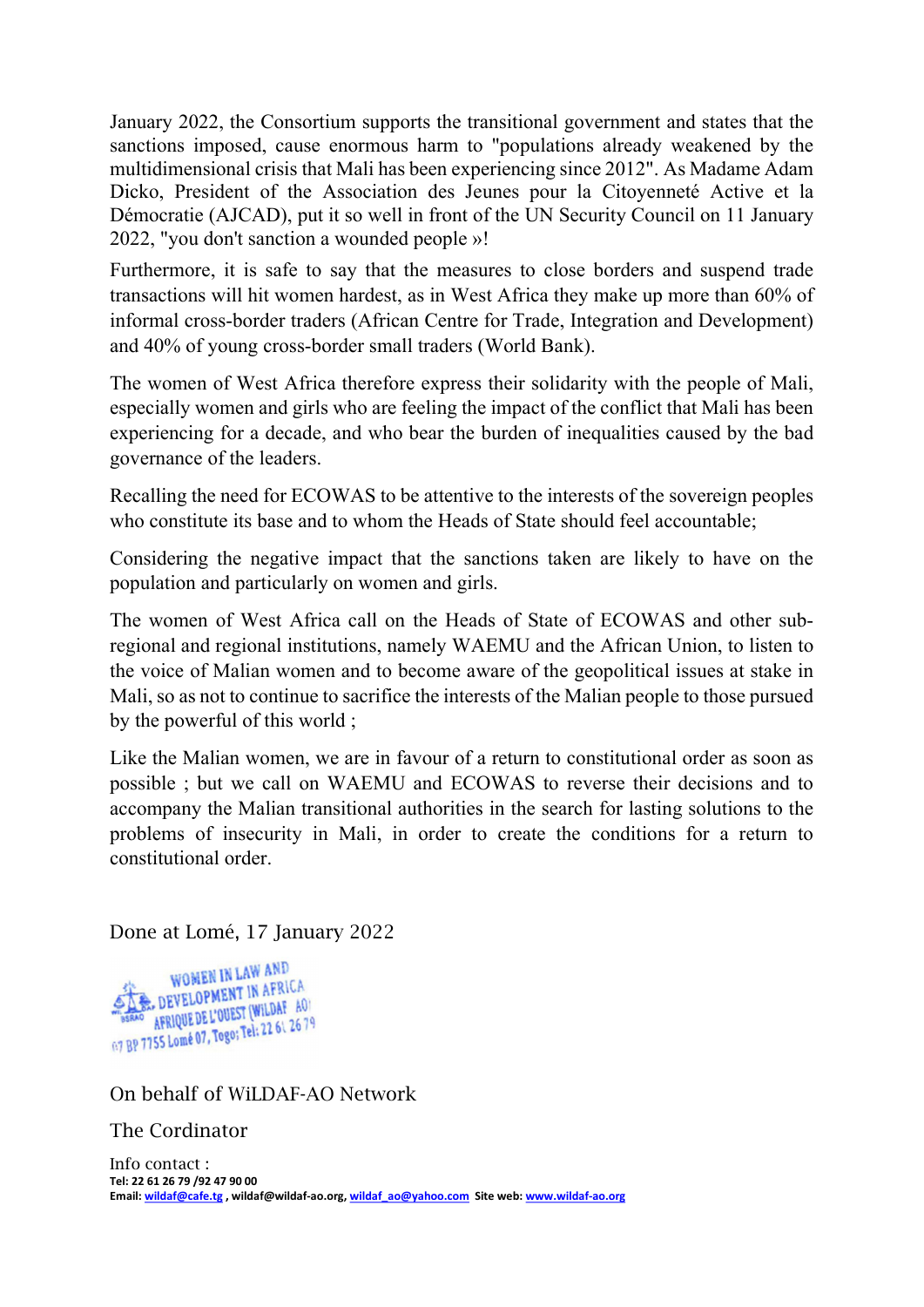January 2022, the Consortium supports the transitional government and states that the sanctions imposed, cause enormous harm to "populations already weakened by the multidimensional crisis that Mali has been experiencing since 2012". As Madame Adam Dicko, President of the Association des Jeunes pour la Citoyenneté Active et la Démocratie (AJCAD), put it so well in front of the UN Security Council on 11 January 2022, "you don't sanction a wounded people »!

Furthermore, it is safe to say that the measures to close borders and suspend trade transactions will hit women hardest, as in West Africa they make up more than 60% of informal cross-border traders (African Centre for Trade, Integration and Development) and 40% of young cross-border small traders (World Bank).

The women of West Africa therefore express their solidarity with the people of Mali, especially women and girls who are feeling the impact of the conflict that Mali has been experiencing for a decade, and who bear the burden of inequalities caused by the bad governance of the leaders.

Recalling the need for ECOWAS to be attentive to the interests of the sovereign peoples who constitute its base and to whom the Heads of State should feel accountable;

Considering the negative impact that the sanctions taken are likely to have on the population and particularly on women and girls.

The women of West Africa call on the Heads of State of ECOWAS and other sub-regional and regional institutions, namely WAEMU and the African Union, to listen to the voice of Malian women and to become aware of the geopolitical issues at stake in Mali, so as not to continue to sacrifice the interests of the Malian people to those pursued by the powerful of this world ;

Like the Malian women, we are in favour of a return to constitutional order as soon as possible ; but we call on WAEMU and ECOWAS to reverse their decisions and to accompany the Malian transitional authorities in the search for lasting solutions to the problems of insecurity in Mali, in order to create the conditions for a return to constitutional order.

Done at Lomé, 17 January 2022

WOMEN IN LAW AND DEVELOPMENT IN AFRICA
AFRIQUE DE L'OUEST (WILDAF AO)
07 BP 7755 Lomé 07, Togo; Tel: 22 61 26 79

On behalf of WiLDAF-AO Network

The Cordinator

Info contact :
**Tel: 22 61 26 79 /92 47 90 00**
**Email: wildaf@cafe.tg , wildaf@wildaf-ao.org, wildaf_ao@yahoo.com Site web: www.wildaf-ao.org**